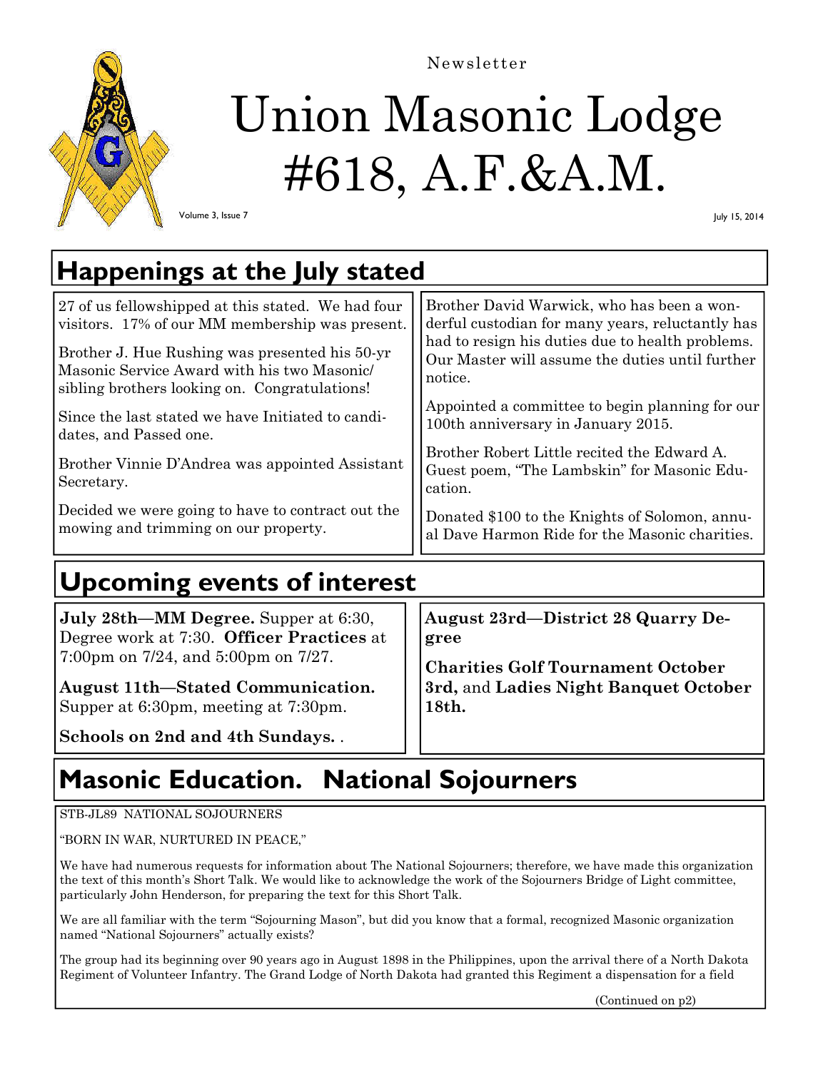Newsletter

# Union Masonic Lodge #618, A.F.&A.M.

Volume 3, Issue 7

July 15, 2014

## Happenings at the July stated

27 of us fellowshipped at this stated. We had four visitors. 17% of our MM membership was present.

Brother J. Hue Rushing was presented his 50-yr Masonic Service Award with his two Masonic/ sibling brothers looking on. Congratulations!

Since the last stated we have Initiated to candidates, and Passed one.

Brother Vinnie D'Andrea was appointed Assistant Secretary.

Decided we were going to have to contract out the mowing and trimming on our property.

Brother David Warwick, who has been a wonderful custodian for many years, reluctantly has had to resign his duties due to health problems. Our Master will assume the duties until further notice.

Appointed a committee to begin planning for our 100th anniversary in January 2015.

Brother Robert Little recited the Edward A. Guest poem, "The Lambskin" for Masonic Education.

Donated $100 to the Knights of Solomon, annual Dave Harmon Ride for the Masonic charities.

## Upcoming events of interest

**July 28th—MM Degree.** Supper at 6:30, Degree work at 7:30. **Officer Practices** at 7:00pm on 7/24, and 5:00pm on 7/27.

**August 11th—Stated Communication.** Supper at 6:30pm, meeting at 7:30pm.

**Schools on 2nd and 4th Sundays.** .

**August 23rd—District 28 Quarry Degree**

**Charities Golf Tournament October 3rd,** and **Ladies Night Banquet October 18th.**

## Masonic Education. National Sojourners

STB-JL89 NATIONAL SOJOURNERS

"BORN IN WAR, NURTURED IN PEACE,"

We have had numerous requests for information about The National Sojourners; therefore, we have made this organization the text of this month's Short Talk. We would like to acknowledge the work of the Sojourners Bridge of Light committee, particularly John Henderson, for preparing the text for this Short Talk.

We are all familiar with the term "Sojourning Mason", but did you know that a formal, recognized Masonic organization named "National Sojourners" actually exists?

The group had its beginning over 90 years ago in August 1898 in the Philippines, upon the arrival there of a North Dakota Regiment of Volunteer Infantry. The Grand Lodge of North Dakota had granted this Regiment a dispensation for a field

(Continued on p2)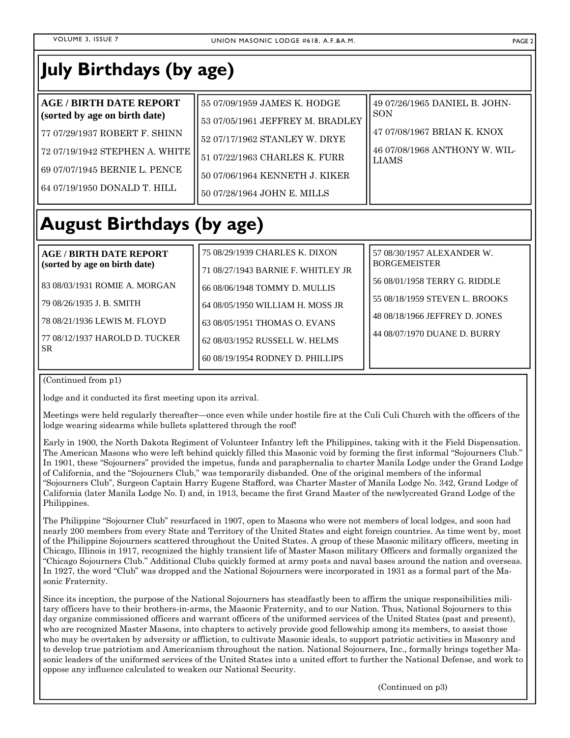## July Birthdays (by age)

**AGE / BIRTH DATE REPORT (sorted by age on birth date)**

77 07/29/1937 ROBERT F. SHINN

72 07/19/1942 STEPHEN A. WHITE

69 07/07/1945 BERNIE L. PENCE

64 07/19/1950 DONALD T. HILL

55 07/09/1959 JAMES K. HODGE

53 07/05/1961 JEFFREY M. BRADLEY

52 07/17/1962 STANLEY W. DRYE

51 07/22/1963 CHARLES K. FURR

50 07/06/1964 KENNETH J. KIKER

50 07/28/1964 JOHN E. MILLS

49 07/26/1965 DANIEL B. JOHNSON

47 07/08/1967 BRIAN K. KNOX

46 07/08/1968 ANTHONY W. WILLIAMS

## August Birthdays (by age)

**AGE / BIRTH DATE REPORT (sorted by age on birth date)**

83 08/03/1931 ROMIE A. MORGAN

79 08/26/1935 J. B. SMITH

78 08/21/1936 LEWIS M. FLOYD

77 08/12/1937 HAROLD D. TUCKER SR

75 08/29/1939 CHARLES K. DIXON

71 08/27/1943 BARNIE F. WHITLEY JR

66 08/06/1948 TOMMY D. MULLIS

64 08/05/1950 WILLIAM H. MOSS JR

63 08/05/1951 THOMAS O. EVANS

62 08/03/1952 RUSSELL W. HELMS

60 08/19/1954 RODNEY D. PHILLIPS

57 08/30/1957 ALEXANDER W. BORGEMEISTER

56 08/01/1958 TERRY G. RIDDLE

55 08/18/1959 STEVEN L. BROOKS

48 08/18/1966 JEFFREY D. JONES

44 08/07/1970 DUANE D. BURRY

(Continued from p1)

lodge and it conducted its first meeting upon its arrival.

Meetings were held regularly thereafter—once even while under hostile fire at the Culi Culi Church with the officers of the lodge wearing sidearms while bullets splattered through the roof!

Early in 1900, the North Dakota Regiment of Volunteer Infantry left the Philippines, taking with it the Field Dispensation. The American Masons who were left behind quickly filled this Masonic void by forming the first informal "Sojourners Club." In 1901, these "Sojourners" provided the impetus, funds and paraphernalia to charter Manila Lodge under the Grand Lodge of California, and the "Sojourners Club," was temporarily disbanded. One of the original members of the informal "Sojourners Club", Surgeon Captain Harry Eugene Stafford, was Charter Master of Manila Lodge No. 342, Grand Lodge of California (later Manila Lodge No. I) and, in 1913, became the first Grand Master of the newlycreated Grand Lodge of the Philippines.

The Philippine "Sojourner Club" resurfaced in 1907, open to Masons who were not members of local lodges, and soon had nearly 200 members from every State and Territory of the United States and eight foreign countries. As time went by, most of the Philippine Sojourners scattered throughout the United States. A group of these Masonic military officers, meeting in Chicago, Illinois in 1917, recognized the highly transient life of Master Mason military Officers and formally organized the "Chicago Sojourners Club." Additional Clubs quickly formed at army posts and naval bases around the nation and overseas. In 1927, the word "Club" was dropped and the National Sojourners were incorporated in 1931 as a formal part of the Masonic Fraternity.

Since its inception, the purpose of the National Sojourners has steadfastly been to affirm the unique responsibilities military officers have to their brothers-in-arms, the Masonic Fraternity, and to our Nation. Thus, National Sojourners to this day organize commissioned officers and warrant officers of the uniformed services of the United States (past and present), who are recognized Master Masons, into chapters to actively provide good fellowship among its members, to assist those who may be overtaken by adversity or affliction, to cultivate Masonic ideals, to support patriotic activities in Masonry and to develop true patriotism and Americanism throughout the nation. National Sojourners, Inc., formally brings together Masonic leaders of the uniformed services of the United States into a united effort to further the National Defense, and work to oppose any influence calculated to weaken our National Security.

(Continued on p3)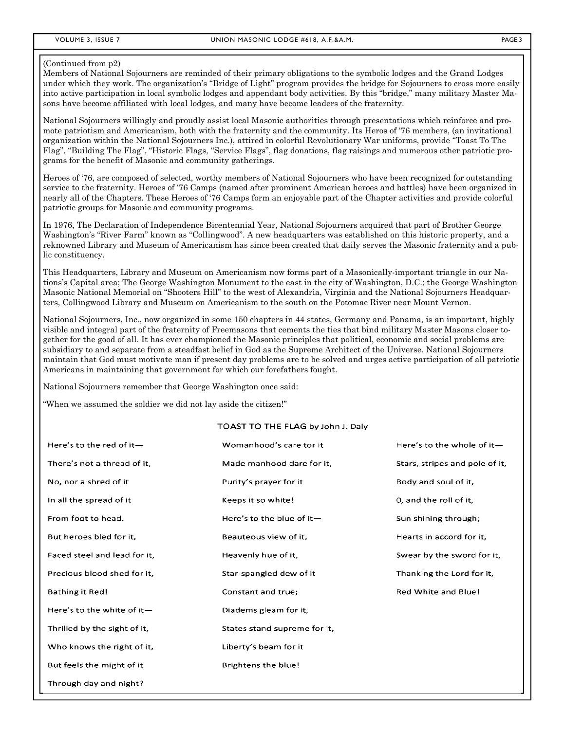(Continued from p2)

Members of National Sojourners are reminded of their primary obligations to the symbolic lodges and the Grand Lodges under which they work. The organization's "Bridge of Light" program provides the bridge for Sojourners to cross more easily into active participation in local symbolic lodges and appendant body activities. By this "bridge," many military Master Masons have become affiliated with local lodges, and many have become leaders of the fraternity.

National Sojourners willingly and proudly assist local Masonic authorities through presentations which reinforce and promote patriotism and Americanism, both with the fraternity and the community. Its Heros of '76 members, (an invitational organization within the National Sojourners Inc.), attired in colorful Revolutionary War uniforms, provide "Toast To The Flag", "Building The Flag", "Historic Flags, "Service Flags", flag donations, flag raisings and numerous other patriotic programs for the benefit of Masonic and community gatherings.

Heroes of '76, are composed of selected, worthy members of National Sojourners who have been recognized for outstanding service to the fraternity. Heroes of '76 Camps (named after prominent American heroes and battles) have been organized in nearly all of the Chapters. These Heroes of '76 Camps form an enjoyable part of the Chapter activities and provide colorful patriotic groups for Masonic and community programs.

In 1976, The Declaration of Independence Bicentennial Year, National Sojourners acquired that part of Brother George Washington's "River Farm" known as "Collingwood". A new headquarters was established on this historic property, and a reknowned Library and Museum of Americanism has since been created that daily serves the Masonic fraternity and a public constituency.

This Headquarters, Library and Museum on Americanism now forms part of a Masonically-important triangle in our Nations's Capital area; The George Washington Monument to the east in the city of Washington, D.C.; the George Washington Masonic National Memorial on "Shooters Hill" to the west of Alexandria, Virginia and the National Sojourners Headquarters, Collingwood Library and Museum on Americanism to the south on the Potomac River near Mount Vernon.

National Sojourners, Inc., now organized in some 150 chapters in 44 states, Germany and Panama, is an important, highly visible and integral part of the fraternity of Freemasons that cements the ties that bind military Master Masons closer together for the good of all. It has ever championed the Masonic principles that political, economic and social problems are subsidiary to and separate from a steadfast belief in God as the Supreme Architect of the Universe. National Sojourners maintain that God must motivate man if present day problems are to be solved and urges active participation of all patriotic Americans in maintaining that government for which our forefathers fought.

National Sojourners remember that George Washington once said:

"When we assumed the soldier we did not lay aside the citizen!"

## TOAST TO THE FLAG by John J. Daly

Here's to the red of it—
There's not a thread of it,
No, nor a shred of it
In all the spread of it
From foot to head.
But heroes bled for it,
Faced steel and lead for it,
Precious blood shed for it,
Bathing it Red!

Here's to the white of it—
Thrilled by the sight of it,
Who knows the right of it,
But feels the might of it
Through day and night?
Womanhood's care tor it
Made manhood dare for it,
Purity's prayer for it
Keeps it so white!

Here's to the blue of it—
Beauteous view of it,
Heavenly hue of it,
Star-spangled dew of it
Constant and true;
Diadems gleam for it,
States stand supreme for it,
Liberty's beam for it
Brightens the blue!

Here's to the whole of it—
Stars, stripes and pole of it,
Body and soul of it,
O, and the roll of it,
Sun shining through;
Hearts in accord for it,
Swear by the sword for it,
Thanking the Lord for it,
Red White and Blue!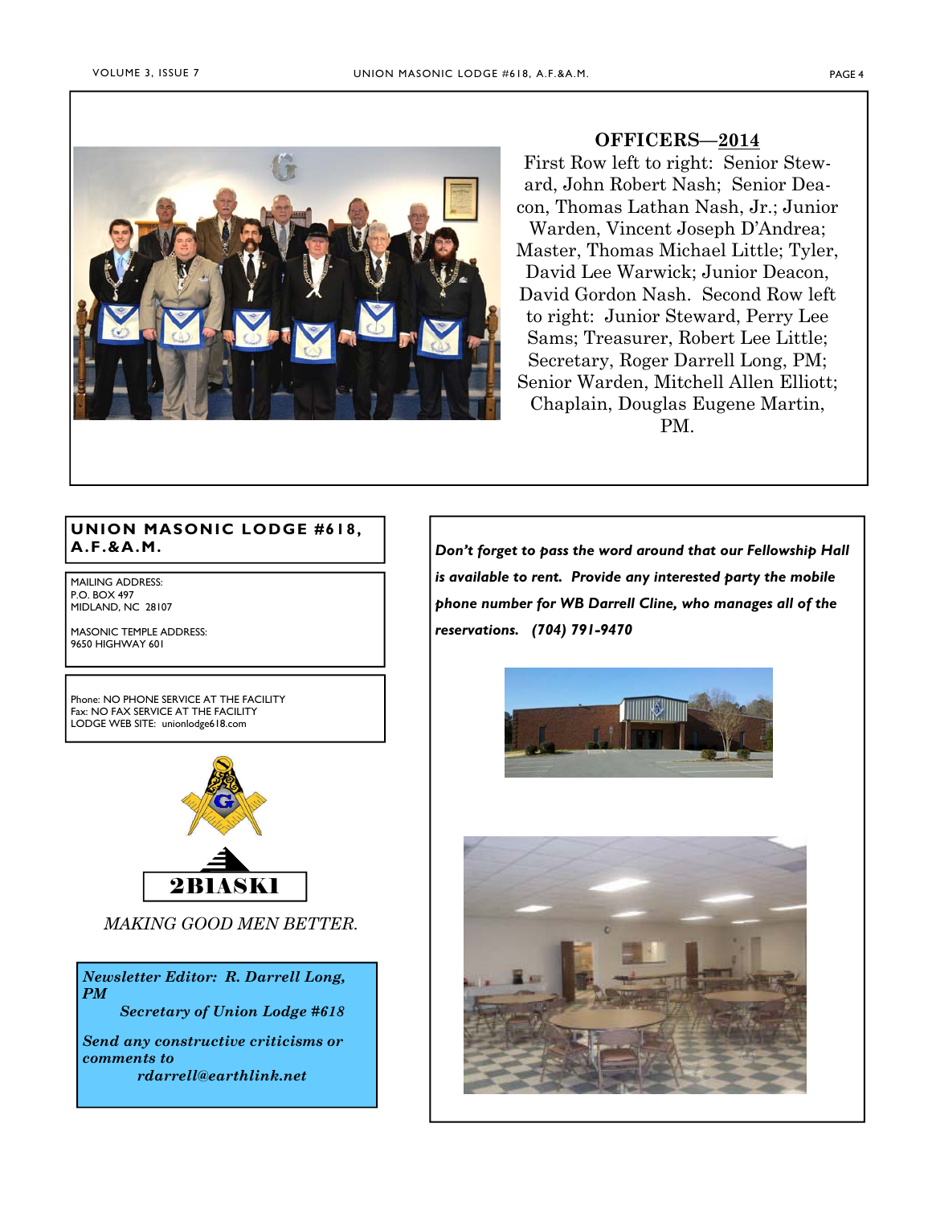## OFFICERS—2014

First Row left to right: Senior Steward, John Robert Nash; Senior Deacon, Thomas Lathan Nash, Jr.; Junior Warden, Vincent Joseph D'Andrea; Master, Thomas Michael Little; Tyler, David Lee Warwick; Junior Deacon, David Gordon Nash. Second Row left to right: Junior Steward, Perry Lee Sams; Treasurer, Robert Lee Little; Secretary, Roger Darrell Long, PM; Senior Warden, Mitchell Allen Elliott; Chaplain, Douglas Eugene Martin, PM.

### UNION MASONIC LODGE #618, A.F.&A.M.

MAILING ADDRESS:
P.O. BOX 497
MIDLAND, NC 28107

MASONIC TEMPLE ADDRESS:
9650 HIGHWAY 601

Phone: NO PHONE SERVICE AT THE FACILITY
Fax: NO FAX SERVICE AT THE FACILITY
LODGE WEB SITE: unionlodge618.com

2B1ASK1

*MAKING GOOD MEN BETTER.*

***Newsletter Editor: R. Darrell Long, PM***
***Secretary of Union Lodge #618***

***Send any constructive criticisms or comments to***
***rdarrell@earthlink.net***

***Don't forget to pass the word around that our Fellowship Hall is available to rent. Provide any interested party the mobile phone number for WB Darrell Cline, who manages all of the reservations. (704) 791-9470***